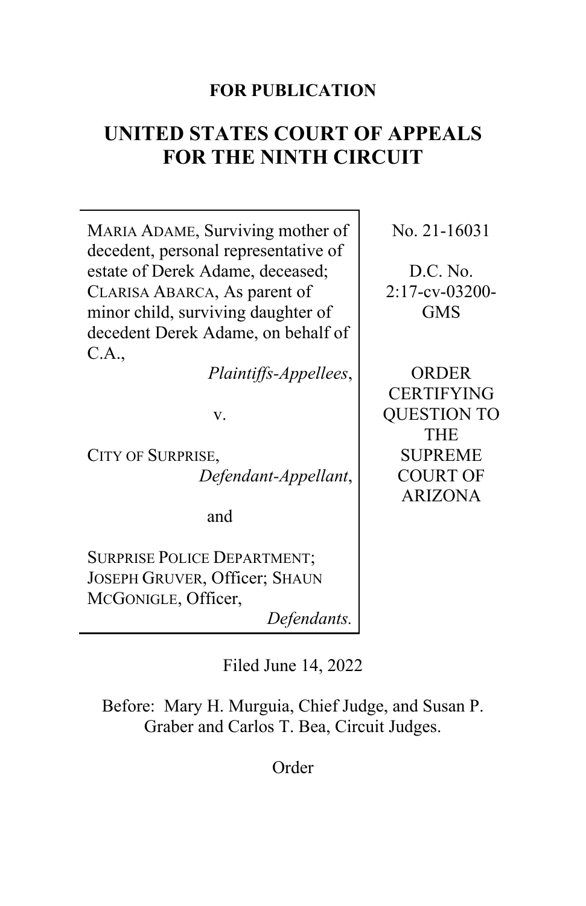**FOR PUBLICATION**

# UNITED STATES COURT OF APPEALS FOR THE NINTH CIRCUIT

MARIA ADAME, Surviving mother of decedent, personal representative of estate of Derek Adame, deceased; CLARISA ABARCA, As parent of minor child, surviving daughter of decedent Derek Adame, on behalf of C.A.,

*Plaintiffs-Appellees*,

v.

CITY OF SURPRISE,

*Defendant-Appellant*,

and

SURPRISE POLICE DEPARTMENT; JOSEPH GRUVER, Officer; SHAUN MCGONIGLE, Officer,

*Defendants.*

No. 21-16031

D.C. No. 2:17-cv-03200-GMS

ORDER CERTIFYING QUESTION TO THE SUPREME COURT OF ARIZONA

Filed June 14, 2022

Before: Mary H. Murguia, Chief Judge, and Susan P. Graber and Carlos T. Bea, Circuit Judges.

Order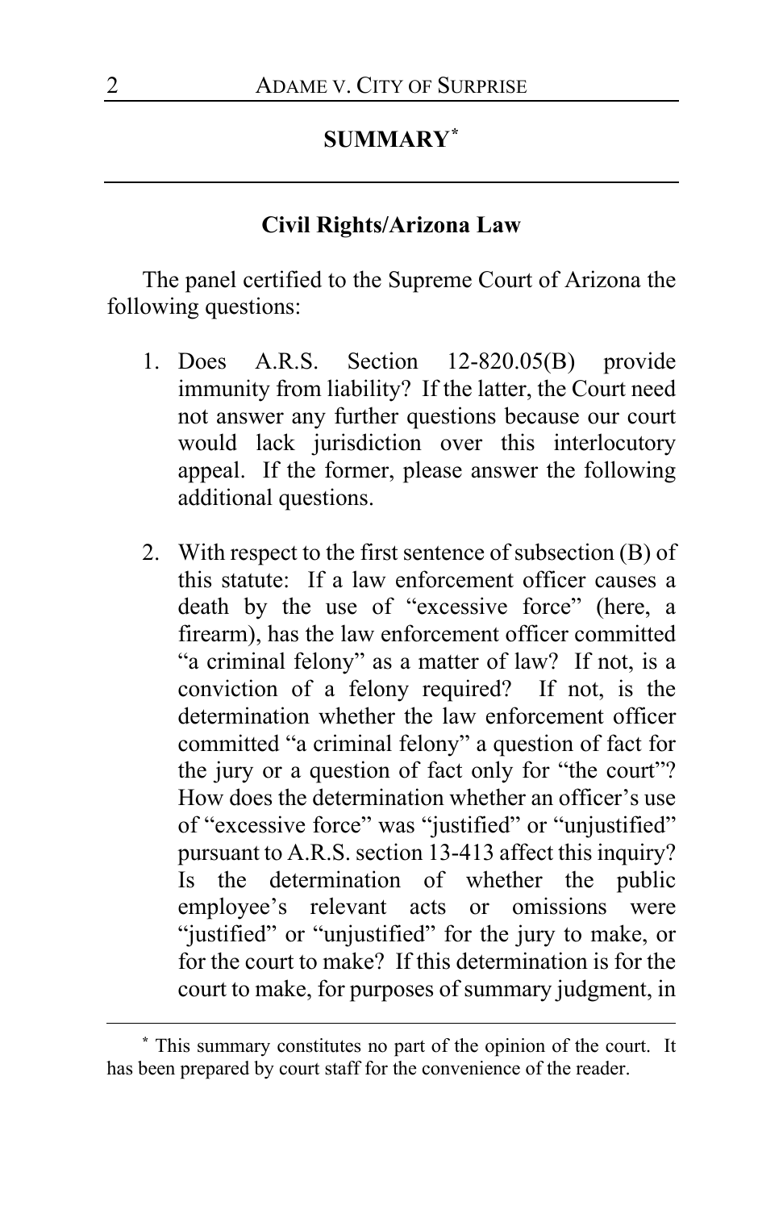## SUMMARY*

### Civil Rights/Arizona Law

The panel certified to the Supreme Court of Arizona the following questions:

1. Does A.R.S. Section 12-820.05(B) provide immunity from liability? If the latter, the Court need not answer any further questions because our court would lack jurisdiction over this interlocutory appeal. If the former, please answer the following additional questions.

2. With respect to the first sentence of subsection (B) of this statute: If a law enforcement officer causes a death by the use of "excessive force" (here, a firearm), has the law enforcement officer committed "a criminal felony" as a matter of law? If not, is a conviction of a felony required? If not, is the determination whether the law enforcement officer committed "a criminal felony" a question of fact for the jury or a question of fact only for "the court"? How does the determination whether an officer's use of "excessive force" was "justified" or "unjustified" pursuant to A.R.S. section 13-413 affect this inquiry? Is the determination of whether the public employee's relevant acts or omissions were "justified" or "unjustified" for the jury to make, or for the court to make? If this determination is for the court to make, for purposes of summary judgment, in

---

\* This summary constitutes no part of the opinion of the court. It has been prepared by court staff for the convenience of the reader.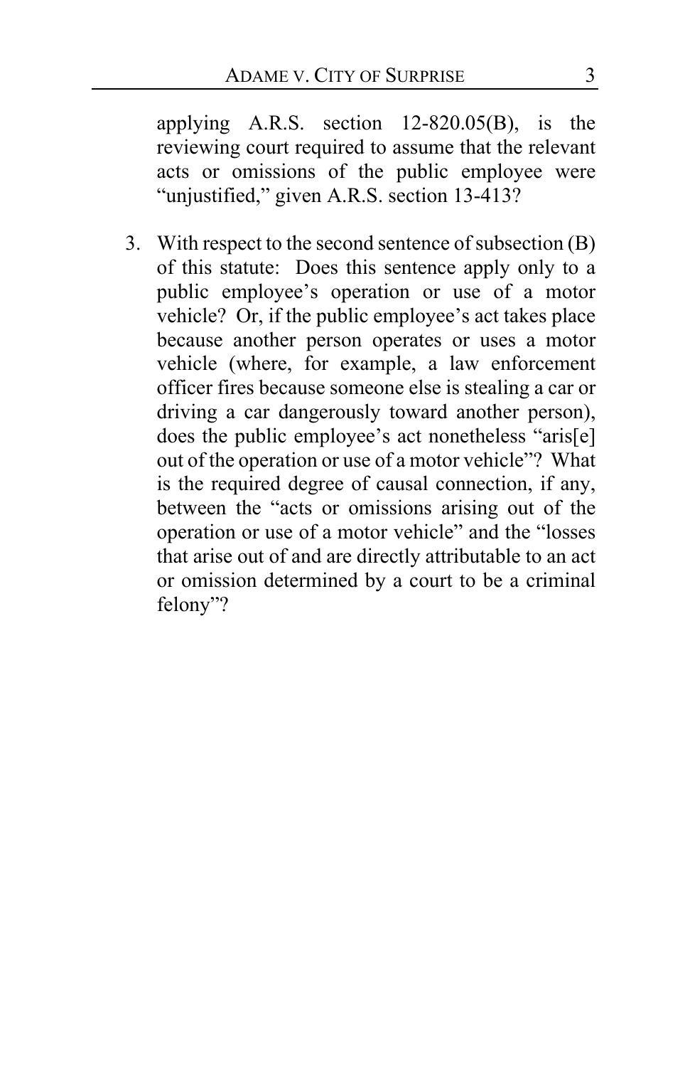applying A.R.S. section 12-820.05(B), is the reviewing court required to assume that the relevant acts or omissions of the public employee were "unjustified," given A.R.S. section 13-413?

3. With respect to the second sentence of subsection (B) of this statute: Does this sentence apply only to a public employee's operation or use of a motor vehicle? Or, if the public employee's act takes place because another person operates or uses a motor vehicle (where, for example, a law enforcement officer fires because someone else is stealing a car or driving a car dangerously toward another person), does the public employee's act nonetheless "aris[e] out of the operation or use of a motor vehicle"? What is the required degree of causal connection, if any, between the "acts or omissions arising out of the operation or use of a motor vehicle" and the "losses that arise out of and are directly attributable to an act or omission determined by a court to be a criminal felony"?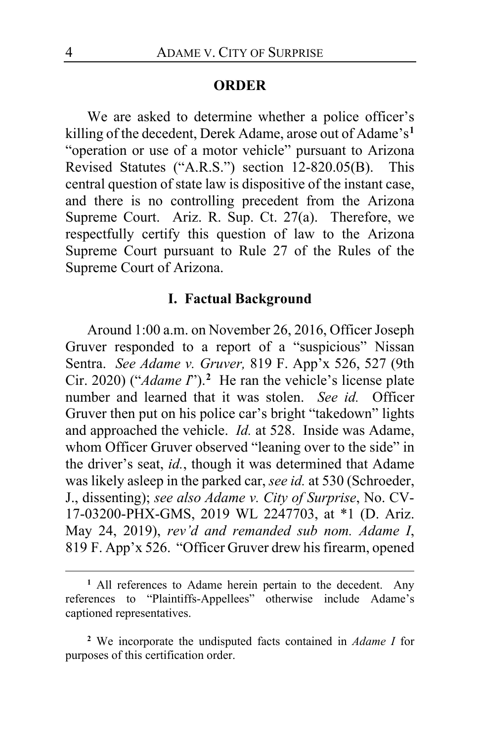## ORDER

We are asked to determine whether a police officer's killing of the decedent, Derek Adame, arose out of Adame's[1] "operation or use of a motor vehicle" pursuant to Arizona Revised Statutes ("A.R.S.") section 12-820.05(B). This central question of state law is dispositive of the instant case, and there is no controlling precedent from the Arizona Supreme Court. Ariz. R. Sup. Ct. 27(a). Therefore, we respectfully certify this question of law to the Arizona Supreme Court pursuant to Rule 27 of the Rules of the Supreme Court of Arizona.

### I. Factual Background

Around 1:00 a.m. on November 26, 2016, Officer Joseph Gruver responded to a report of a "suspicious" Nissan Sentra. *See Adame v. Gruver,* 819 F. App'x 526, 527 (9th Cir. 2020) ("*Adame I*").[2] He ran the vehicle's license plate number and learned that it was stolen. *See id.* Officer Gruver then put on his police car's bright "takedown" lights and approached the vehicle. *Id.* at 528. Inside was Adame, whom Officer Gruver observed "leaning over to the side" in the driver's seat, *id.*, though it was determined that Adame was likely asleep in the parked car, *see id.* at 530 (Schroeder, J., dissenting); *see also Adame v. City of Surprise*, No. CV-17-03200-PHX-GMS, 2019 WL 2247703, at *1 (D. Ariz. May 24, 2019), *rev'd and remanded sub nom. Adame I*, 819 F. App'x 526. "Officer Gruver drew his firearm, opened

---

[1] All references to Adame herein pertain to the decedent. Any references to "Plaintiffs-Appellees" otherwise include Adame's captioned representatives.

[2] We incorporate the undisputed facts contained in *Adame I* for purposes of this certification order.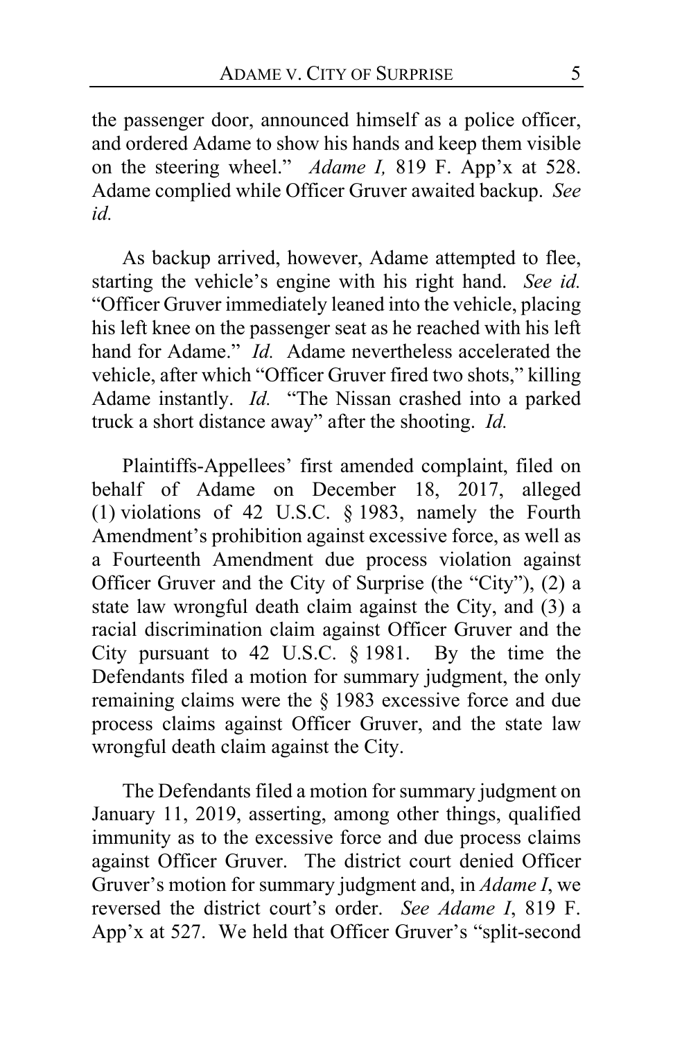the passenger door, announced himself as a police officer, and ordered Adame to show his hands and keep them visible on the steering wheel." *Adame I,* 819 F. App'x at 528. Adame complied while Officer Gruver awaited backup. *See id.*

As backup arrived, however, Adame attempted to flee, starting the vehicle's engine with his right hand. *See id.* "Officer Gruver immediately leaned into the vehicle, placing his left knee on the passenger seat as he reached with his left hand for Adame." *Id.* Adame nevertheless accelerated the vehicle, after which "Officer Gruver fired two shots," killing Adame instantly. *Id.* "The Nissan crashed into a parked truck a short distance away" after the shooting. *Id.*

Plaintiffs-Appellees' first amended complaint, filed on behalf of Adame on December 18, 2017, alleged (1) violations of 42 U.S.C. § 1983, namely the Fourth Amendment's prohibition against excessive force, as well as a Fourteenth Amendment due process violation against Officer Gruver and the City of Surprise (the "City"), (2) a state law wrongful death claim against the City, and (3) a racial discrimination claim against Officer Gruver and the City pursuant to 42 U.S.C. § 1981. By the time the Defendants filed a motion for summary judgment, the only remaining claims were the § 1983 excessive force and due process claims against Officer Gruver, and the state law wrongful death claim against the City.

The Defendants filed a motion for summary judgment on January 11, 2019, asserting, among other things, qualified immunity as to the excessive force and due process claims against Officer Gruver. The district court denied Officer Gruver's motion for summary judgment and, in *Adame I*, we reversed the district court's order. *See Adame I*, 819 F. App'x at 527. We held that Officer Gruver's "split-second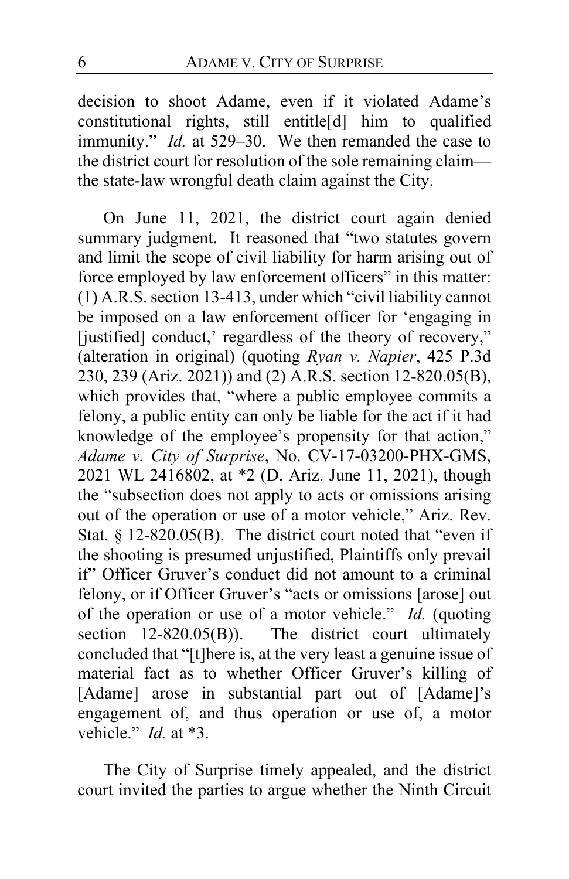decision to shoot Adame, even if it violated Adame's constitutional rights, still entitle[d] him to qualified immunity." *Id.* at 529–30. We then remanded the case to the district court for resolution of the sole remaining claim—the state-law wrongful death claim against the City.

On June 11, 2021, the district court again denied summary judgment. It reasoned that "two statutes govern and limit the scope of civil liability for harm arising out of force employed by law enforcement officers" in this matter: (1) A.R.S. section 13-413, under which "civil liability cannot be imposed on a law enforcement officer for 'engaging in [justified] conduct,' regardless of the theory of recovery," (alteration in original) (quoting *Ryan v. Napier*, 425 P.3d 230, 239 (Ariz. 2021)) and (2) A.R.S. section 12-820.05(B), which provides that, "where a public employee commits a felony, a public entity can only be liable for the act if it had knowledge of the employee's propensity for that action," *Adame v. City of Surprise*, No. CV-17-03200-PHX-GMS, 2021 WL 2416802, at *2 (D. Ariz. June 11, 2021), though the "subsection does not apply to acts or omissions arising out of the operation or use of a motor vehicle," Ariz. Rev. Stat. § 12-820.05(B). The district court noted that "even if the shooting is presumed unjustified, Plaintiffs only prevail if" Officer Gruver's conduct did not amount to a criminal felony, or if Officer Gruver's "acts or omissions [arose] out of the operation or use of a motor vehicle." *Id.* (quoting section 12-820.05(B)). The district court ultimately concluded that "[t]here is, at the very least a genuine issue of material fact as to whether Officer Gruver's killing of [Adame] arose in substantial part out of [Adame]'s engagement of, and thus operation or use of, a motor vehicle." *Id.* at *3.

The City of Surprise timely appealed, and the district court invited the parties to argue whether the Ninth Circuit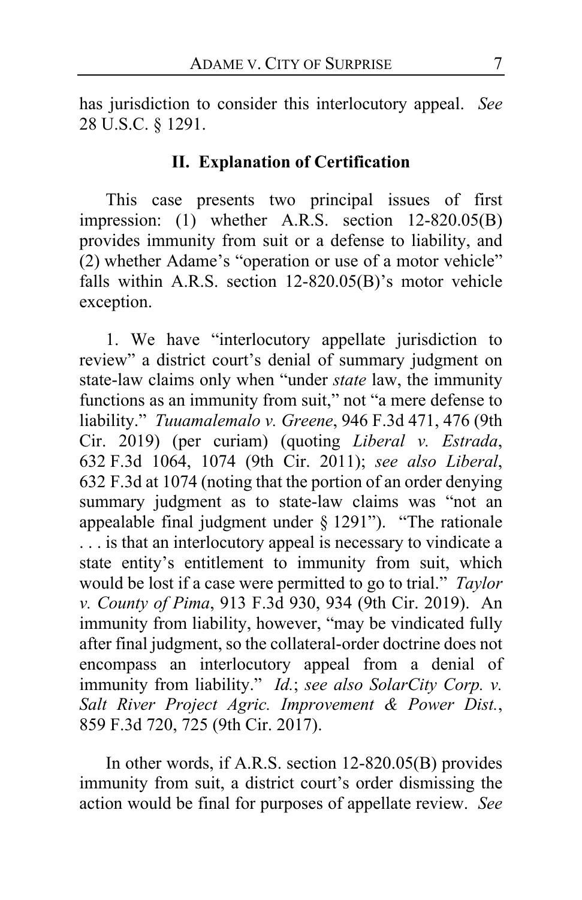has jurisdiction to consider this interlocutory appeal. *See* 28 U.S.C. § 1291.

## II. Explanation of Certification

This case presents two principal issues of first impression: (1) whether A.R.S. section 12-820.05(B) provides immunity from suit or a defense to liability, and (2) whether Adame's "operation or use of a motor vehicle" falls within A.R.S. section 12-820.05(B)'s motor vehicle exception.

1. We have "interlocutory appellate jurisdiction to review" a district court's denial of summary judgment on state-law claims only when "under *state* law, the immunity functions as an immunity from suit," not "a mere defense to liability." *Tuuamalemalo v. Greene*, 946 F.3d 471, 476 (9th Cir. 2019) (per curiam) (quoting *Liberal v. Estrada*, 632 F.3d 1064, 1074 (9th Cir. 2011); *see also Liberal*, 632 F.3d at 1074 (noting that the portion of an order denying summary judgment as to state-law claims was "not an appealable final judgment under § 1291"). "The rationale . . . is that an interlocutory appeal is necessary to vindicate a state entity's entitlement to immunity from suit, which would be lost if a case were permitted to go to trial." *Taylor v. County of Pima*, 913 F.3d 930, 934 (9th Cir. 2019). An immunity from liability, however, "may be vindicated fully after final judgment, so the collateral-order doctrine does not encompass an interlocutory appeal from a denial of immunity from liability." *Id.*; *see also SolarCity Corp. v. Salt River Project Agric. Improvement & Power Dist.*, 859 F.3d 720, 725 (9th Cir. 2017).

In other words, if A.R.S. section 12-820.05(B) provides immunity from suit, a district court's order dismissing the action would be final for purposes of appellate review. *See*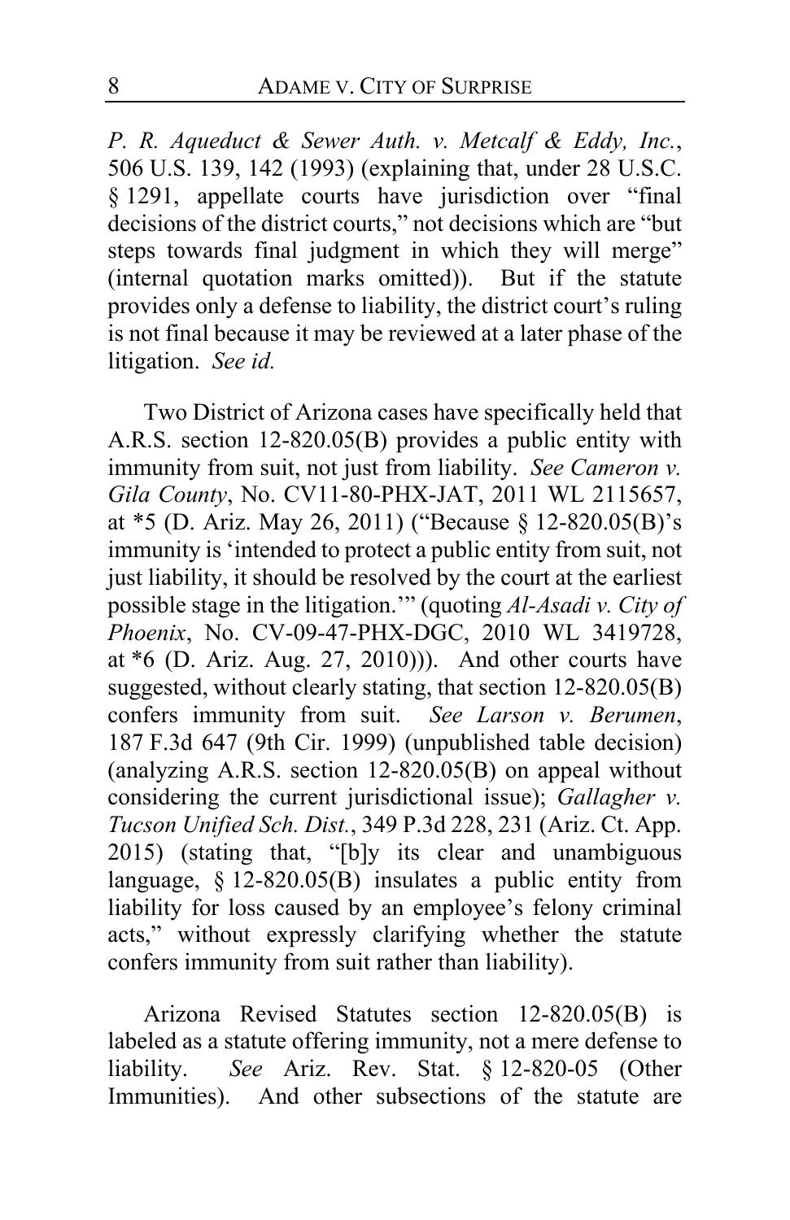*P. R. Aqueduct & Sewer Auth. v. Metcalf & Eddy, Inc.*, 506 U.S. 139, 142 (1993) (explaining that, under 28 U.S.C. § 1291, appellate courts have jurisdiction over "final decisions of the district courts," not decisions which are "but steps towards final judgment in which they will merge" (internal quotation marks omitted)). But if the statute provides only a defense to liability, the district court's ruling is not final because it may be reviewed at a later phase of the litigation. *See id.*

Two District of Arizona cases have specifically held that A.R.S. section 12-820.05(B) provides a public entity with immunity from suit, not just from liability. *See Cameron v. Gila County*, No. CV11-80-PHX-JAT, 2011 WL 2115657, at *5 (D. Ariz. May 26, 2011) ("Because § 12-820.05(B)'s immunity is 'intended to protect a public entity from suit, not just liability, it should be resolved by the court at the earliest possible stage in the litigation.'" (quoting *Al-Asadi v. City of Phoenix*, No. CV-09-47-PHX-DGC, 2010 WL 3419728, at *6 (D. Ariz. Aug. 27, 2010))). And other courts have suggested, without clearly stating, that section 12-820.05(B) confers immunity from suit. *See Larson v. Berumen*, 187 F.3d 647 (9th Cir. 1999) (unpublished table decision) (analyzing A.R.S. section 12-820.05(B) on appeal without considering the current jurisdictional issue); *Gallagher v. Tucson Unified Sch. Dist.*, 349 P.3d 228, 231 (Ariz. Ct. App. 2015) (stating that, "[b]y its clear and unambiguous language, § 12-820.05(B) insulates a public entity from liability for loss caused by an employee's felony criminal acts," without expressly clarifying whether the statute confers immunity from suit rather than liability).

Arizona Revised Statutes section 12-820.05(B) is labeled as a statute offering immunity, not a mere defense to liability. *See* Ariz. Rev. Stat. § 12-820-05 (Other Immunities). And other subsections of the statute are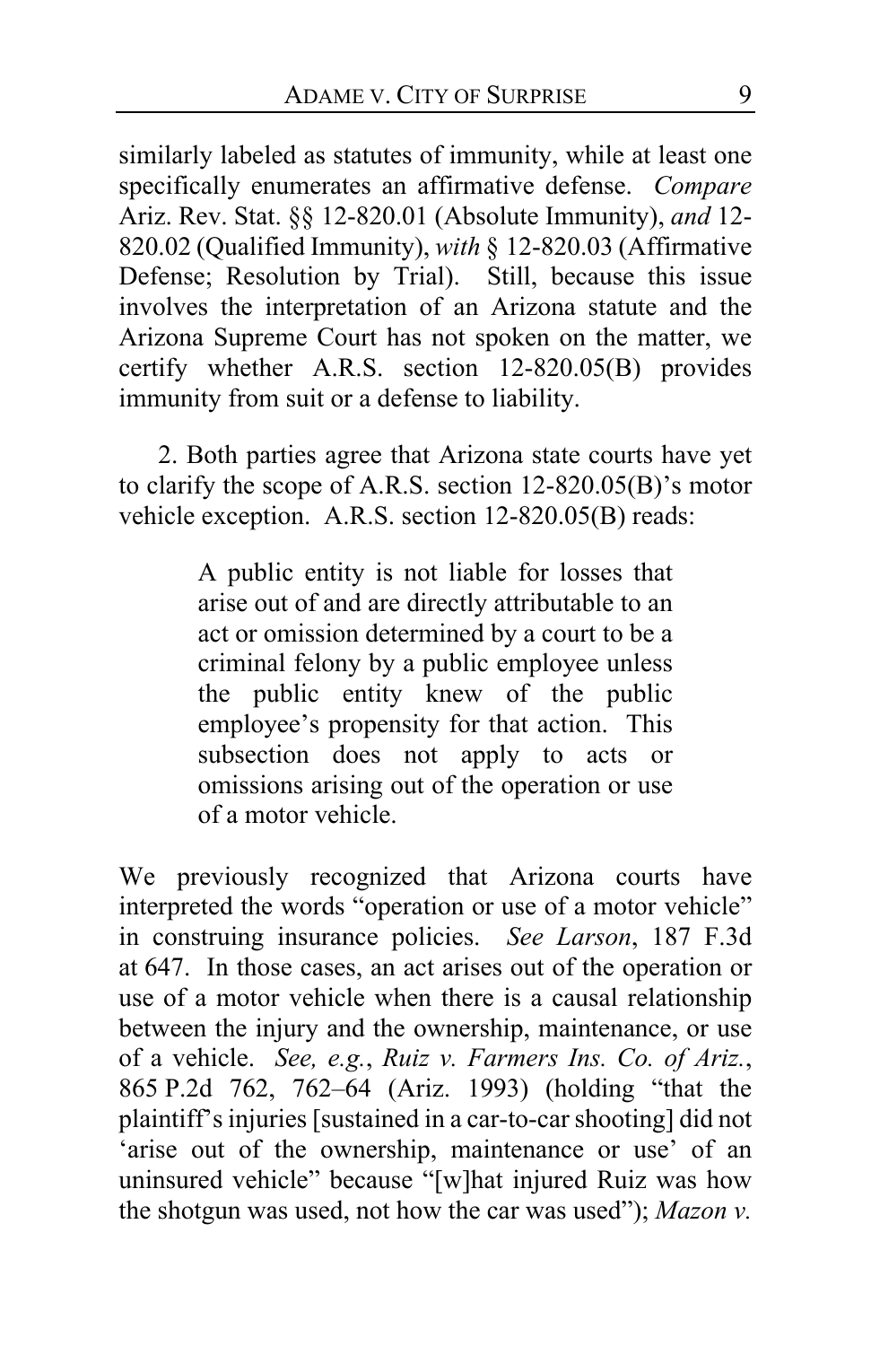similarly labeled as statutes of immunity, while at least one specifically enumerates an affirmative defense. *Compare* Ariz. Rev. Stat. §§ 12-820.01 (Absolute Immunity), *and* 12-820.02 (Qualified Immunity), *with* § 12-820.03 (Affirmative Defense; Resolution by Trial). Still, because this issue involves the interpretation of an Arizona statute and the Arizona Supreme Court has not spoken on the matter, we certify whether A.R.S. section 12-820.05(B) provides immunity from suit or a defense to liability.

2. Both parties agree that Arizona state courts have yet to clarify the scope of A.R.S. section 12-820.05(B)'s motor vehicle exception. A.R.S. section 12-820.05(B) reads:

> A public entity is not liable for losses that arise out of and are directly attributable to an act or omission determined by a court to be a criminal felony by a public employee unless the public entity knew of the public employee's propensity for that action. This subsection does not apply to acts or omissions arising out of the operation or use of a motor vehicle.

We previously recognized that Arizona courts have interpreted the words "operation or use of a motor vehicle" in construing insurance policies. *See Larson*, 187 F.3d at 647. In those cases, an act arises out of the operation or use of a motor vehicle when there is a causal relationship between the injury and the ownership, maintenance, or use of a vehicle. *See, e.g.*, *Ruiz v. Farmers Ins. Co. of Ariz.*, 865 P.2d 762, 762–64 (Ariz. 1993) (holding "that the plaintiff's injuries [sustained in a car-to-car shooting] did not 'arise out of the ownership, maintenance or use' of an uninsured vehicle" because "[w]hat injured Ruiz was how the shotgun was used, not how the car was used"); *Mazon v.*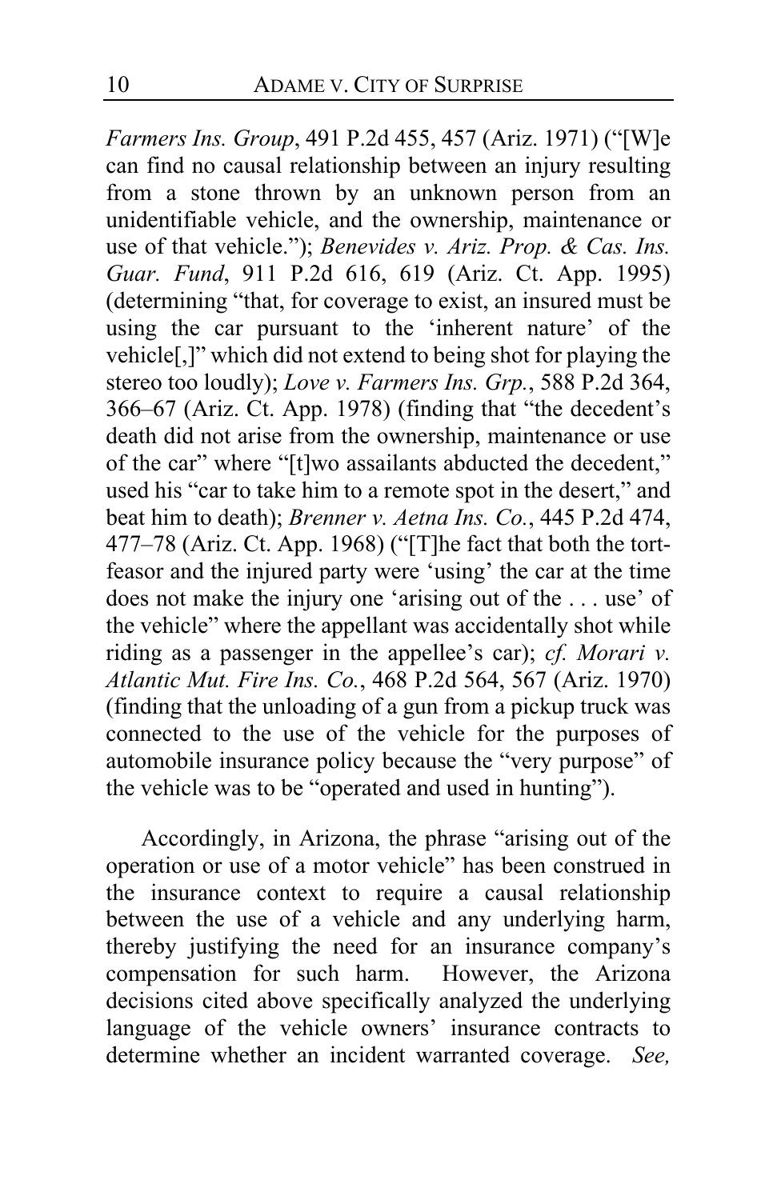*Farmers Ins. Group*, 491 P.2d 455, 457 (Ariz. 1971) ("[W]e can find no causal relationship between an injury resulting from a stone thrown by an unknown person from an unidentifiable vehicle, and the ownership, maintenance or use of that vehicle."); *Benevides v. Ariz. Prop. & Cas. Ins. Guar. Fund*, 911 P.2d 616, 619 (Ariz. Ct. App. 1995) (determining "that, for coverage to exist, an insured must be using the car pursuant to the 'inherent nature' of the vehicle[,]" which did not extend to being shot for playing the stereo too loudly); *Love v. Farmers Ins. Grp.*, 588 P.2d 364, 366–67 (Ariz. Ct. App. 1978) (finding that "the decedent's death did not arise from the ownership, maintenance or use of the car" where "[t]wo assailants abducted the decedent," used his "car to take him to a remote spot in the desert," and beat him to death); *Brenner v. Aetna Ins. Co.*, 445 P.2d 474, 477–78 (Ariz. Ct. App. 1968) ("[T]he fact that both the tort-feasor and the injured party were 'using' the car at the time does not make the injury one 'arising out of the . . . use' of the vehicle" where the appellant was accidentally shot while riding as a passenger in the appellee's car); *cf. Morari v. Atlantic Mut. Fire Ins. Co.*, 468 P.2d 564, 567 (Ariz. 1970) (finding that the unloading of a gun from a pickup truck was connected to the use of the vehicle for the purposes of automobile insurance policy because the "very purpose" of the vehicle was to be "operated and used in hunting").

Accordingly, in Arizona, the phrase "arising out of the operation or use of a motor vehicle" has been construed in the insurance context to require a causal relationship between the use of a vehicle and any underlying harm, thereby justifying the need for an insurance company's compensation for such harm. However, the Arizona decisions cited above specifically analyzed the underlying language of the vehicle owners' insurance contracts to determine whether an incident warranted coverage. *See,*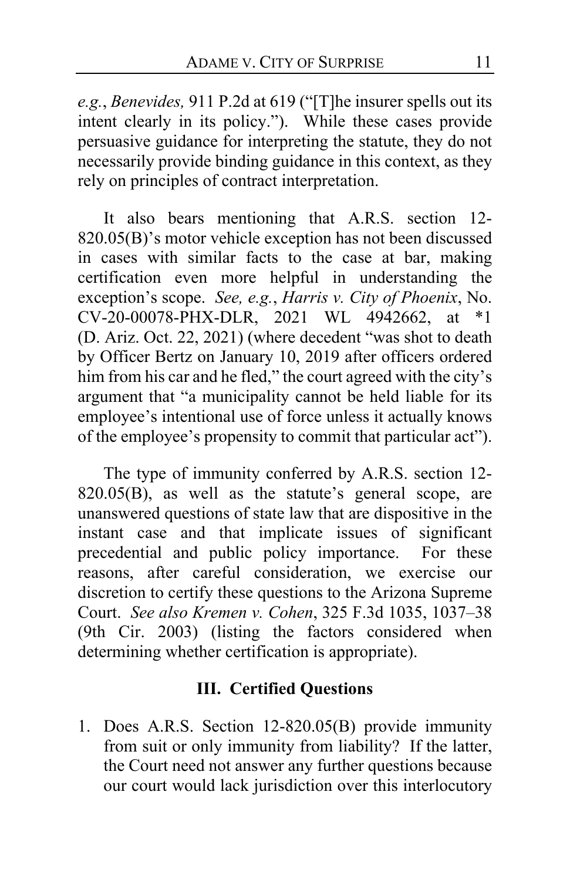*e.g.*, *Benevides,* 911 P.2d at 619 ("[T]he insurer spells out its intent clearly in its policy."). While these cases provide persuasive guidance for interpreting the statute, they do not necessarily provide binding guidance in this context, as they rely on principles of contract interpretation.

It also bears mentioning that A.R.S. section 12-820.05(B)'s motor vehicle exception has not been discussed in cases with similar facts to the case at bar, making certification even more helpful in understanding the exception's scope. *See, e.g.*, *Harris v. City of Phoenix*, No. CV-20-00078-PHX-DLR, 2021 WL 4942662, at *1 (D. Ariz. Oct. 22, 2021) (where decedent "was shot to death by Officer Bertz on January 10, 2019 after officers ordered him from his car and he fled," the court agreed with the city's argument that "a municipality cannot be held liable for its employee's intentional use of force unless it actually knows of the employee's propensity to commit that particular act").

The type of immunity conferred by A.R.S. section 12-820.05(B), as well as the statute's general scope, are unanswered questions of state law that are dispositive in the instant case and that implicate issues of significant precedential and public policy importance. For these reasons, after careful consideration, we exercise our discretion to certify these questions to the Arizona Supreme Court. *See also Kremen v. Cohen*, 325 F.3d 1035, 1037–38 (9th Cir. 2003) (listing the factors considered when determining whether certification is appropriate).

## III. Certified Questions

1. Does A.R.S. Section 12-820.05(B) provide immunity from suit or only immunity from liability? If the latter, the Court need not answer any further questions because our court would lack jurisdiction over this interlocutory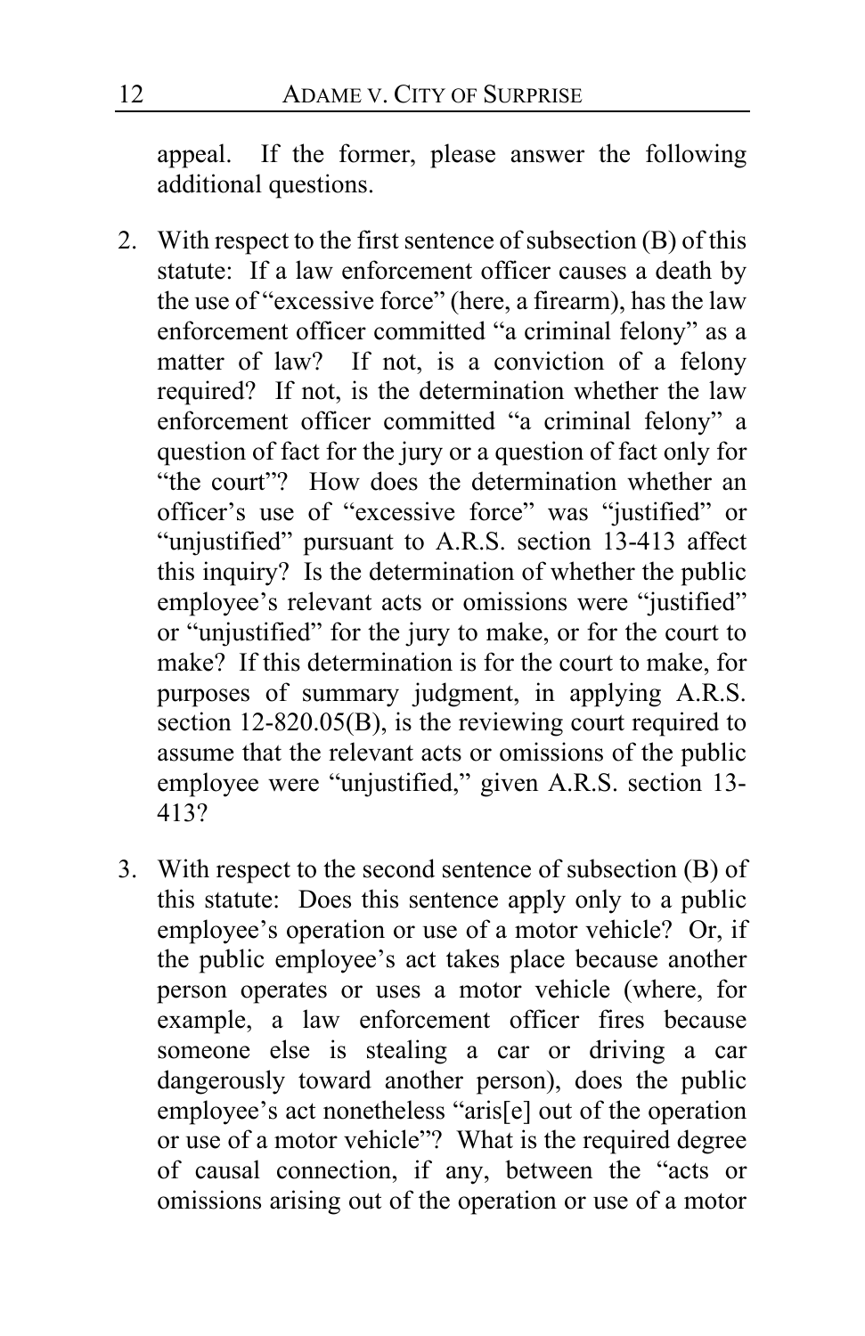appeal. If the former, please answer the following additional questions.

2. With respect to the first sentence of subsection (B) of this statute: If a law enforcement officer causes a death by the use of "excessive force" (here, a firearm), has the law enforcement officer committed "a criminal felony" as a matter of law? If not, is a conviction of a felony required? If not, is the determination whether the law enforcement officer committed "a criminal felony" a question of fact for the jury or a question of fact only for "the court"? How does the determination whether an officer's use of "excessive force" was "justified" or "unjustified" pursuant to A.R.S. section 13-413 affect this inquiry? Is the determination of whether the public employee's relevant acts or omissions were "justified" or "unjustified" for the jury to make, or for the court to make? If this determination is for the court to make, for purposes of summary judgment, in applying A.R.S. section 12-820.05(B), is the reviewing court required to assume that the relevant acts or omissions of the public employee were "unjustified," given A.R.S. section 13-413?

3. With respect to the second sentence of subsection (B) of this statute: Does this sentence apply only to a public employee's operation or use of a motor vehicle? Or, if the public employee's act takes place because another person operates or uses a motor vehicle (where, for example, a law enforcement officer fires because someone else is stealing a car or driving a car dangerously toward another person), does the public employee's act nonetheless "aris[e] out of the operation or use of a motor vehicle"? What is the required degree of causal connection, if any, between the "acts or omissions arising out of the operation or use of a motor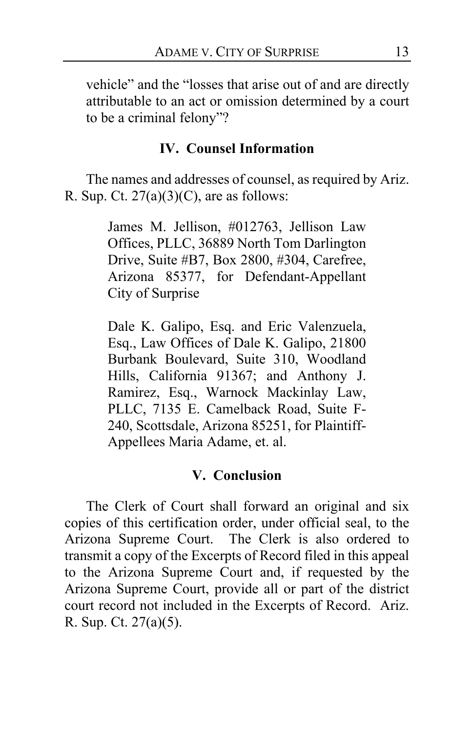vehicle" and the "losses that arise out of and are directly attributable to an act or omission determined by a court to be a criminal felony"?

## IV. Counsel Information

The names and addresses of counsel, as required by Ariz. R. Sup. Ct. 27(a)(3)(C), are as follows:

> James M. Jellison, #012763, Jellison Law Offices, PLLC, 36889 North Tom Darlington Drive, Suite #B7, Box 2800, #304, Carefree, Arizona 85377, for Defendant-Appellant City of Surprise
>
> Dale K. Galipo, Esq. and Eric Valenzuela, Esq., Law Offices of Dale K. Galipo, 21800 Burbank Boulevard, Suite 310, Woodland Hills, California 91367; and Anthony J. Ramirez, Esq., Warnock Mackinlay Law, PLLC, 7135 E. Camelback Road, Suite F-240, Scottsdale, Arizona 85251, for Plaintiff-Appellees Maria Adame, et. al.

## V. Conclusion

The Clerk of Court shall forward an original and six copies of this certification order, under official seal, to the Arizona Supreme Court. The Clerk is also ordered to transmit a copy of the Excerpts of Record filed in this appeal to the Arizona Supreme Court and, if requested by the Arizona Supreme Court, provide all or part of the district court record not included in the Excerpts of Record. Ariz. R. Sup. Ct. 27(a)(5).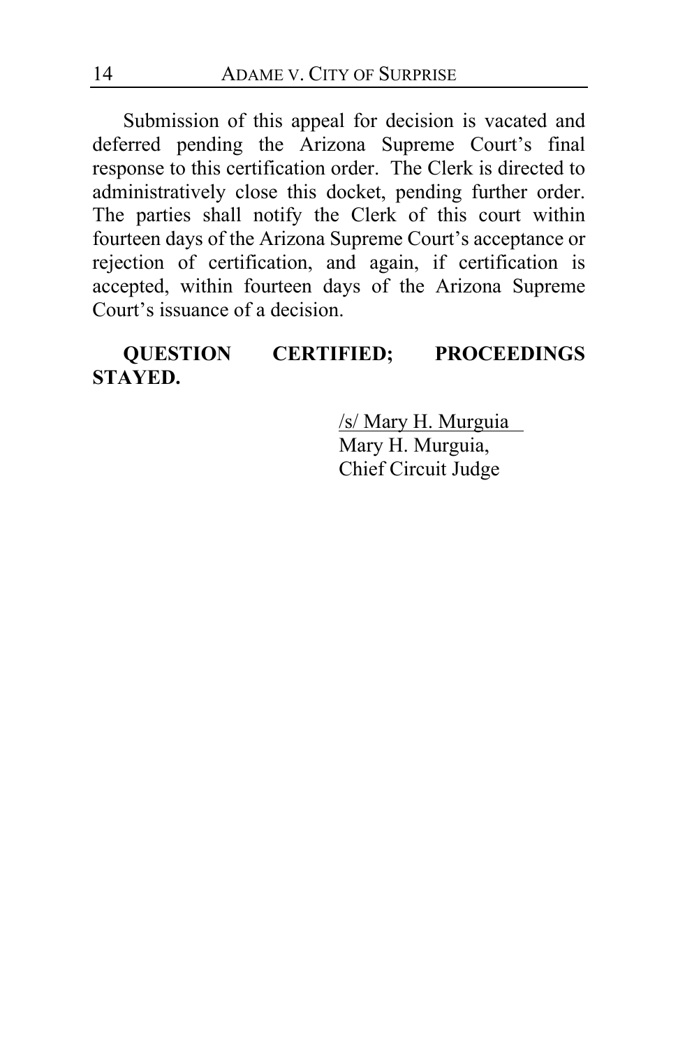Submission of this appeal for decision is vacated and deferred pending the Arizona Supreme Court's final response to this certification order. The Clerk is directed to administratively close this docket, pending further order. The parties shall notify the Clerk of this court within fourteen days of the Arizona Supreme Court's acceptance or rejection of certification, and again, if certification is accepted, within fourteen days of the Arizona Supreme Court's issuance of a decision.

**QUESTION CERTIFIED; PROCEEDINGS STAYED.**

/s/ Mary H. Murguia
Mary H. Murguia,
Chief Circuit Judge